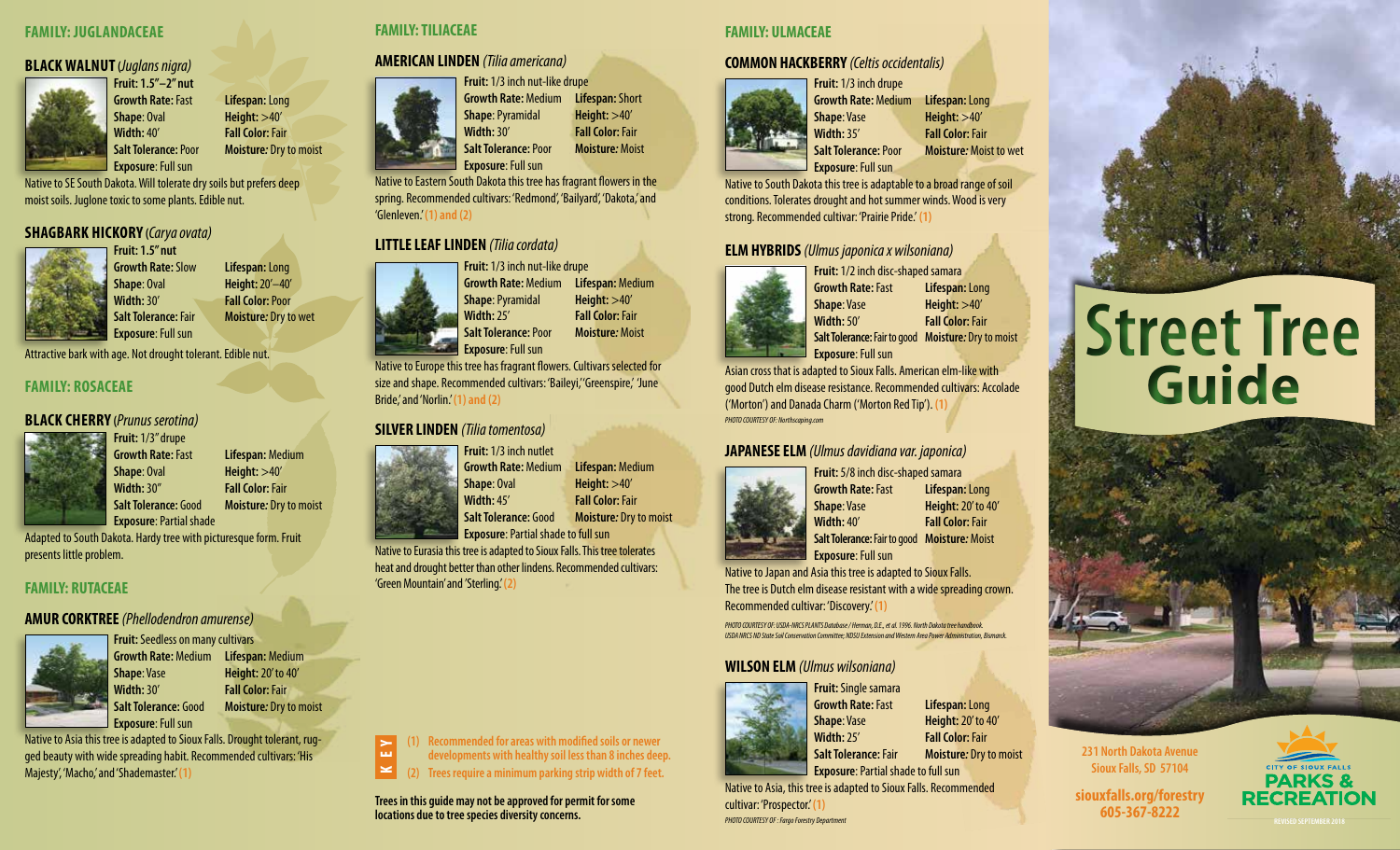## FAMILY: JUGLANDACEAE

### BLACK WALNUT (*Juglans nigra*)

**Fruit:** 1.5"–2" nut
**Growth Rate:** Fast **Lifespan:** Long
**Shape**: Oval **Height:** >40'
**Width:** 40' **Fall Color:** Fair
**Salt Tolerance:** Poor **Moisture:** Dry to moist
**Exposure**: Full sun

Native to SE South Dakota. Will tolerate dry soils but prefers deep moist soils. Juglone toxic to some plants. Edible nut.

### SHAGBARK HICKORY (*Carya ovata*)

**Fruit:** 1.5" nut
**Growth Rate:** Slow **Lifespan:** Long
**Shape**: Oval **Height:** 20'–40'
**Width:** 30' **Fall Color:** Poor
**Salt Tolerance:** Fair **Moisture:** Dry to wet
**Exposure**: Full sun

Attractive bark with age. Not drought tolerant. Edible nut.

## FAMILY: ROSACEAE

### BLACK CHERRY (*Prunus serotina*)

**Fruit:** 1/3" drupe
**Growth Rate:** Fast **Lifespan:** Medium
**Shape**: Oval **Height:** >40'
**Width:** 30" **Fall Color:** Fair
**Salt Tolerance:** Good **Moisture:** Dry to moist
**Exposure**: Partial shade

Adapted to South Dakota. Hardy tree with picturesque form. Fruit presents little problem.

## FAMILY: RUTACEAE

### AMUR CORKTREE (*Phellodendron amurense*)

**Fruit:** Seedless on many cultivars
**Growth Rate:** Medium **Lifespan:** Medium
**Shape**: Vase **Height:** 20' to 40'
**Width:** 30' **Fall Color:** Fair
**Salt Tolerance:** Good **Moisture:** Dry to moist
**Exposure**: Full sun

Native to Asia this tree is adapted to Sioux Falls. Drought tolerant, rugged beauty with wide spreading habit. Recommended cultivars: 'His Majesty', 'Macho,' and 'Shademaster.' (1)

## FAMILY: TILIACEAE

### AMERICAN LINDEN (*Tilia americana*)

**Fruit:** 1/3 inch nut-like drupe
**Growth Rate:** Medium **Lifespan:** Short
**Shape**: Pyramidal **Height:** >40'
**Width:** 30' **Fall Color:** Fair
**Salt Tolerance:** Poor **Moisture:** Moist
**Exposure**: Full sun

Native to Eastern South Dakota this tree has fragrant flowers in the spring. Recommended cultivars: 'Redmond', 'Bailyard', 'Dakota,' and 'Glenleven.' (1) and (2)

### LITTLE LEAF LINDEN (*Tilia cordata*)

**Fruit:** 1/3 inch nut-like drupe
**Growth Rate:** Medium **Lifespan:** Medium
**Shape**: Pyramidal **Height:** >40'
**Width:** 25' **Fall Color:** Fair
**Salt Tolerance:** Poor **Moisture:** Moist
**Exposure**: Full sun

Native to Europe this tree has fragrant flowers. Cultivars selected for size and shape. Recommended cultivars: 'Baileyi,' 'Greenspire,' 'June Bride,' and 'Norlin.' (1) and (2)

### SILVER LINDEN (*Tilia tomentosa*)

**Fruit:** 1/3 inch nutlet
**Growth Rate:** Medium **Lifespan:** Medium
**Shape**: Oval **Height:** >40'
**Width:** 45' **Fall Color:** Fair
**Salt Tolerance:** Good **Moisture:** Dry to moist
**Exposure**: Partial shade to full sun

Native to Eurasia this tree is adapted to Sioux Falls. This tree tolerates heat and drought better than other lindens. Recommended cultivars: 'Green Mountain' and 'Sterling.' (2)

**KEY**
(1) Recommended for areas with modified soils or newer developments with healthy soil less than 8 inches deep.
(2) Trees require a minimum parking strip width of 7 feet.

**Trees in this guide may not be approved for permit for some locations due to tree species diversity concerns.**

## FAMILY: ULMACEAE

### COMMON HACKBERRY (*Celtis occidentalis*)

**Fruit:** 1/3 inch drupe
**Growth Rate:** Medium **Lifespan:** Long
**Shape**: Vase **Height:** >40'
**Width:** 35' **Fall Color:** Fair
**Salt Tolerance:** Poor **Moisture:** Moist to wet
**Exposure**: Full sun

Native to South Dakota this tree is adaptable to a broad range of soil conditions. Tolerates drought and hot summer winds. Wood is very strong. Recommended cultivar: 'Prairie Pride.' (1)

### ELM HYBRIDS (*Ulmus japonica x wilsoniana*)

**Fruit:** 1/2 inch disc-shaped samara
**Growth Rate:** Fast **Lifespan:** Long
**Shape**: Vase **Height:** >40'
**Width:** 50' **Fall Color:** Fair
**Salt Tolerance:** Fair to good **Moisture:** Dry to moist
**Exposure**: Full sun

Asian cross that is adapted to Sioux Falls. American elm-like with good Dutch elm disease resistance. Recommended cultivars: Accolade ('Morton') and Danada Charm ('Morton Red Tip'). (1)

*PHOTO COURTESY OF: Northscaping.com*

### JAPANESE ELM (*Ulmus davidiana var. japonica*)

**Fruit:** 5/8 inch disc-shaped samara
**Growth Rate:** Fast **Lifespan:** Long
**Shape**: Vase **Height:** 20' to 40'
**Width:** 40' **Fall Color:** Fair
**Salt Tolerance:** Fair to good **Moisture:** Moist
**Exposure**: Full sun

Native to Japan and Asia this tree is adapted to Sioux Falls. The tree is Dutch elm disease resistant with a wide spreading crown. Recommended cultivar: 'Discovery.' (1)

*PHOTO COURTESY OF: USDA-NRCS PLANTS Database / Herman, D.E., et al. 1996. North Dakota tree handbook. USDA NRCS ND State Soil Conservation Committee; NDSU Extension and Western Area Power Administration, Bismarck.*

### WILSON ELM (*Ulmus wilsoniana*)

**Fruit:** Single samara
**Growth Rate:** Fast **Lifespan:** Long
**Shape**: Vase **Height:** 20' to 40'
**Width:** 25' **Fall Color:** Fair
**Salt Tolerance:** Fair **Moisture:** Dry to moist
**Exposure**: Partial shade to full sun

Native to Asia, this tree is adapted to Sioux Falls. Recommended cultivar: 'Prospector.' (1)

*PHOTO COURTESY OF: Fargo Forestry Department*

# Street Tree Guide

231 North Dakota Avenue
Sioux Falls, SD 57104

siouxfalls.org/forestry
605-367-8222

CITY OF SIOUX FALLS PARKS & RECREATION

REVISED SEPTEMBER 2018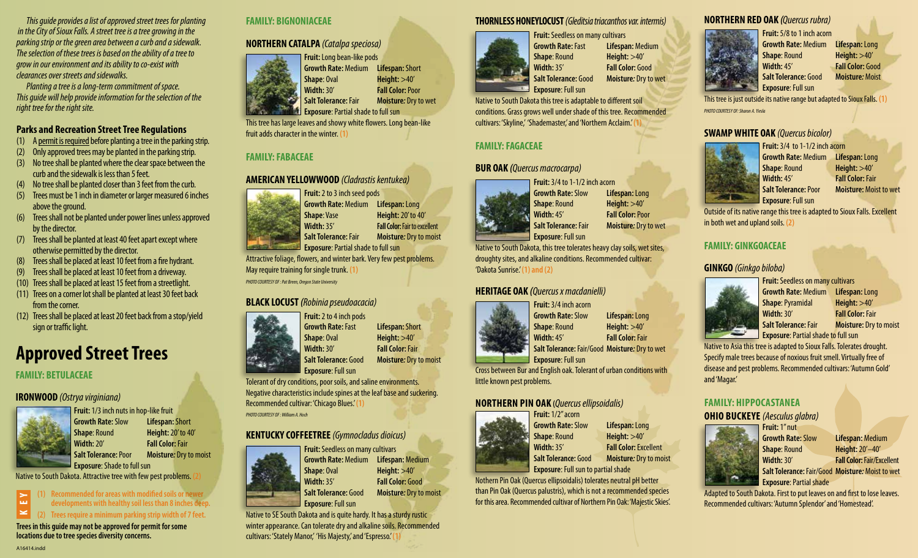*This guide provides a list of approved street trees for planting in the City of Sioux Falls. A street tree is a tree growing in the parking strip or the green area between a curb and a sidewalk. The selection of these trees is based on the ability of a tree to grow in our environment and its ability to co-exist with clearances over streets and sidewalks.*

*Planting a tree is a long-term commitment of space. This guide will help provide information for the selection of the right tree for the right site.*

### Parks and Recreation Street Tree Regulations

(1) A permit is required before planting a tree in the parking strip.
(2) Only approved trees may be planted in the parking strip.
(3) No tree shall be planted where the clear space between the curb and the sidewalk is less than 5 feet.
(4) No tree shall be planted closer than 3 feet from the curb.
(5) Trees must be 1 inch in diameter or larger measured 6 inches above the ground.
(6) Trees shall not be planted under power lines unless approved by the director.
(7) Trees shall be planted at least 40 feet apart except where otherwise permitted by the director.
(8) Trees shall be placed at least 10 feet from a fire hydrant.
(9) Trees shall be placed at least 10 feet from a driveway.
(10) Trees shall be placed at least 15 feet from a streetlight.
(11) Trees on a corner lot shall be planted at least 30 feet back from the corner.
(12) Trees shall be placed at least 20 feet back from a stop/yield sign or traffic light.

# Approved Street Trees

## FAMILY: BETULACEAE

### IRONWOOD *(Ostrya virginiana)*

**Fruit:** 1/3 inch nuts in hop-like fruit
**Growth Rate:** Slow **Lifespan:** Short
**Shape**: Round **Height:** 20′ to 40′
**Width:** 20′ **Fall Color:** Fair
**Salt Tolerance:** Poor **Moisture:** Dry to moist
**Exposure**: Shade to full sun

Native to South Dakota. Attractive tree with few pest problems. (2)

**KEY**
(1) Recommended for areas with modified soils or newer developments with healthy soil less than 8 inches deep.
(2) Trees require a minimum parking strip width of 7 feet.

**Trees in this guide may not be approved for permit for some locations due to tree species diversity concerns.**

## FAMILY: BIGNONIACEAE

### NORTHERN CATALPA *(Catalpa speciosa)*

**Fruit:** Long bean-like pods
**Growth Rate:** Medium **Lifespan:** Short
**Shape**: Oval **Height:** >40′
**Width:** 30′ **Fall Color:** Poor
**Salt Tolerance:** Fair **Moisture:** Dry to wet
**Exposure**: Partial shade to full sun

This tree has large leaves and showy white flowers. Long bean-like fruit adds character in the winter. (1)

## FAMILY: FABACEAE

### AMERICAN YELLOWWOOD *(Cladrastis kentukea)*

**Fruit:** 2 to 3 inch seed pods
**Growth Rate:** Medium **Lifespan:** Long
**Shape**: Vase **Height:** 20′ to 40′
**Width:** 35′ **Fall Color:** Fair to excellent
**Salt Tolerance:** Fair **Moisture:** Dry to moist
**Exposure**: Partial shade to full sun

Attractive foliage, flowers, and winter bark. Very few pest problems. May require training for single trunk. (1)

*PHOTO COURTESY OF : Pat Breen, Oregon State University*

### BLACK LOCUST *(Robinia pseudoacacia)*

**Fruit:** 2 to 4 inch pods
**Growth Rate:** Fast **Lifespan:** Short
**Shape**: Oval **Height:** >40′
**Width:** 30′ **Fall Color:** Fair
**Salt Tolerance:** Good **Moisture:** Dry to moist
**Exposure**: Full sun

Tolerant of dry conditions, poor soils, and saline environments. Negative characteristics include spines at the leaf base and suckering. Recommended cultivar: 'Chicago Blues.' (1)

*PHOTO COURTESY OF : William A. Hoch*

### KENTUCKY COFFEETREE *(Gymnocladus dioicus)*

**Fruit:** Seedless on many cultivars
**Growth Rate:** Medium **Lifespan:** Medium
**Shape**: Oval **Height:** >40′
**Width:** 35′ **Fall Color:** Good
**Salt Tolerance:** Good **Moisture:** Dry to moist
**Exposure**: Full sun

Native to SE South Dakota and is quite hardy. It has a sturdy rustic winter appearance. Can tolerate dry and alkaline soils. Recommended cultivars: 'Stately Manor,' 'His Majesty,' and 'Espresso.' (1)

### THORNLESS HONEYLOCUST *(Gleditsia triacanthos var. inermis)*

**Fruit:** Seedless on many cultivars
**Growth Rate:** Fast **Lifespan:** Medium
**Shape**: Round **Height:** >40′
**Width:** 35′ **Fall Color:** Good
**Salt Tolerance:** Good **Moisture:** Dry to wet
**Exposure**: Full sun

Native to South Dakota this tree is adaptable to different soil conditions. Grass grows well under shade of this tree. Recommended cultivars: 'Skyline,' 'Shademaster,' and 'Northern Acclaim.' (1)

## FAMILY: FAGACEAE

### BUR OAK *(Quercus macrocarpa)*

**Fruit:** 3/4 to 1-1/2 inch acorn
**Growth Rate:** Slow **Lifespan:** Long
**Shape**: Round **Height:** >40′
**Width:** 45′ **Fall Color:** Poor
**Salt Tolerance:** Fair **Moisture:** Dry to wet
**Exposure**: Full sun

Native to South Dakota, this tree tolerates heavy clay soils, wet sites, droughty sites, and alkaline conditions. Recommended cultivar: 'Dakota Sunrise.' (1) and (2)

### HERITAGE OAK *(Quercus x macdanielli)*

**Fruit:** 3/4 inch acorn
**Growth Rate:** Slow **Lifespan:** Long
**Shape**: Round **Height:** >40′
**Width:** 45′ **Fall Color:** Fair
**Salt Tolerance:** Fair/Good **Moisture:** Dry to wet
**Exposure**: Full sun

Cross between Bur and English oak. Tolerant of urban conditions with little known pest problems.

### NORTHERN PIN OAK *(Quercus ellipsoidalis)*

**Fruit:** 1/2″ acorn
**Growth Rate:** Slow **Lifespan:** Long
**Shape**: Round **Height:** >40′
**Width:** 35′ **Fall Color:** Excellent
**Salt Tolerance:** Good **Moisture:** Dry to moist
**Exposure**: Full sun to partial shade

Nothern Pin Oak (Quercus ellipsoidalis) tolerates neutral pH better than Pin Oak (Quercus palustris), which is not a recommended species for this area. Recommended cultivar of Northern Pin Oak: 'Majestic Skies'.

### NORTHERN RED OAK *(Quercus rubra)*

**Fruit:** 5/8 to 1 inch acorn
**Growth Rate:** Medium **Lifespan:** Long
**Shape**: Round **Height:** >40′
**Width:** 45′ **Fall Color:** Good
**Salt Tolerance:** Good **Moisture:** Moist
**Exposure**: Full sun

This tree is just outside its native range but adapted to Sioux Falls. (1)

*PHOTO COURTESY OF: Sharon A. Yiesla*

### SWAMP WHITE OAK *(Quercus bicolor)*

**Fruit:** 3/4 to 1-1/2 inch acorn
**Growth Rate:** Medium **Lifespan:** Long
**Shape**: Round **Height:** >40′
**Width:** 45′ **Fall Color:** Fair
**Salt Tolerance:** Poor **Moisture:** Moist to wet
**Exposure**: Full sun

Outside of its native range this tree is adapted to Sioux Falls. Excellent in both wet and upland soils. (2)

## FAMILY: GINKGOACEAE

### GINKGO *(Ginkgo biloba)*

**Fruit:** Seedless on many cultivars
**Growth Rate:** Medium **Lifespan:** Long
**Shape**: Pyramidal **Height:** >40′
**Width:** 30′ **Fall Color:** Fair
**Salt Tolerance:** Fair **Moisture:** Dry to moist
**Exposure**: Partial shade to full sun

Native to Asia this tree is adapted to Sioux Falls. Tolerates drought. Specify male trees because of noxious fruit smell. Virtually free of disease and pest problems. Recommended cultivars: 'Autumn Gold' and 'Magar.'

## FAMILY: HIPPOCASTANEA

### OHIO BUCKEYE *(Aesculus glabra)*

**Fruit:** 1″ nut
**Growth Rate:** Slow **Lifespan:** Medium
**Shape**: Round **Height:** 20′–40′
**Width:** 30′ **Fall Color:** Fair/Excellent
**Salt Tolerance:** Fair/Good **Moisture:** Moist to wet
**Exposure**: Partial shade

Adapted to South Dakota. First to put leaves on and first to lose leaves. Recommended cultivars: 'Autumn Splendor' and 'Homestead'.